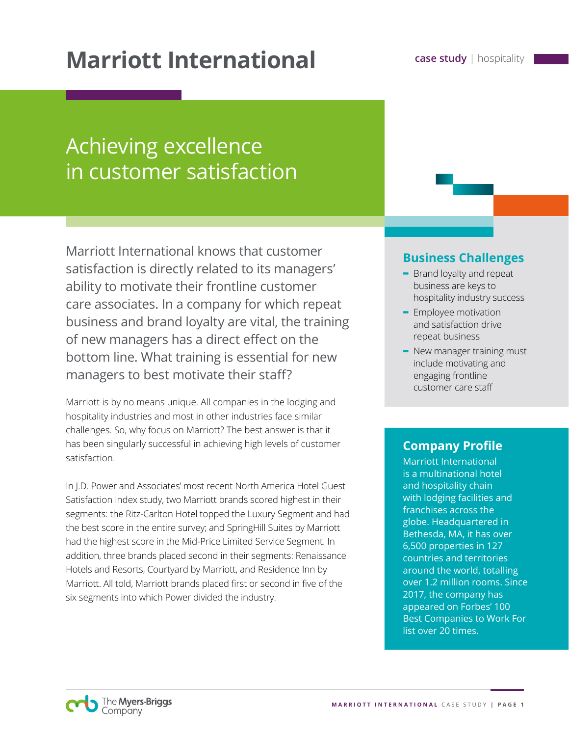# Marriott International

**case study** | hospitality

## Achieving excellence in customer satisfaction

Marriott International knows that customer satisfaction is directly related to its managers' ability to motivate their frontline customer care associates. In a company for which repeat business and brand loyalty are vital, the training of new managers has a direct effect on the bottom line. What training is essential for new managers to best motivate their staff?

Marriott is by no means unique. All companies in the lodging and hospitality industries and most in other industries face similar challenges. So, why focus on Marriott? The best answer is that it has been singularly successful in achieving high levels of customer satisfaction.

In J.D. Power and Associates' most recent North America Hotel Guest Satisfaction Index study, two Marriott brands scored highest in their segments: the Ritz-Carlton Hotel topped the Luxury Segment and had the best score in the entire survey; and SpringHill Suites by Marriott had the highest score in the Mid-Price Limited Service Segment. In addition, three brands placed second in their segments: Renaissance Hotels and Resorts, Courtyard by Marriott, and Residence Inn by Marriott. All told, Marriott brands placed first or second in five of the six segments into which Power divided the industry.

### Business Challenges

- Brand loyalty and repeat business are keys to hospitality industry success
- Employee motivation and satisfaction drive repeat business
- New manager training must include motivating and engaging frontline customer care staff

### Company Profile

Marriott International is a multinational hotel and hospitality chain with lodging facilities and franchises across the globe. Headquartered in Bethesda, MA, it has over 6,500 properties in 127 countries and territories around the world, totalling over 1.2 million rooms. Since 2017, the company has appeared on Forbes' 100 Best Companies to Work For list over 20 times.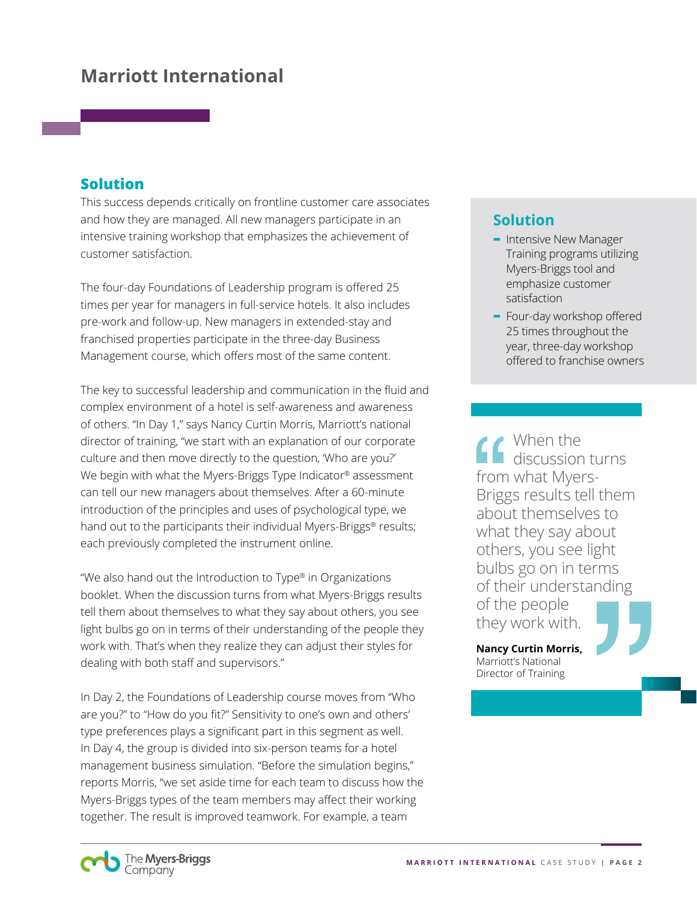# Marriott International

## Solution

This success depends critically on frontline customer care associates and how they are managed. All new managers participate in an intensive training workshop that emphasizes the achievement of customer satisfaction.

The four-day Foundations of Leadership program is offered 25 times per year for managers in full-service hotels. It also includes pre-work and follow-up. New managers in extended-stay and franchised properties participate in the three-day Business Management course, which offers most of the same content.

The key to successful leadership and communication in the fluid and complex environment of a hotel is self-awareness and awareness of others. "In Day 1," says Nancy Curtin Morris, Marriott's national director of training, "we start with an explanation of our corporate culture and then move directly to the question, 'Who are you?' We begin with what the Myers-Briggs Type Indicator® assessment can tell our new managers about themselves. After a 60-minute introduction of the principles and uses of psychological type, we hand out to the participants their individual Myers-Briggs® results; each previously completed the instrument online.

"We also hand out the Introduction to Type® in Organizations booklet. When the discussion turns from what Myers-Briggs results tell them about themselves to what they say about others, you see light bulbs go on in terms of their understanding of the people they work with. That's when they realize they can adjust their styles for dealing with both staff and supervisors."

In Day 2, the Foundations of Leadership course moves from "Who are you?" to "How do you fit?" Sensitivity to one's own and others' type preferences plays a significant part in this segment as well. In Day 4, the group is divided into six-person teams for a hotel management business simulation. "Before the simulation begins," reports Morris, "we set aside time for each team to discuss how the Myers-Briggs types of the team members may affect their working together. The result is improved teamwork. For example, a team

## Solution

- Intensive New Manager Training programs utilizing Myers-Briggs tool and emphasize customer satisfaction
- Four-day workshop offered 25 times throughout the year, three-day workshop offered to franchise owners

> "When the discussion turns from what Myers-Briggs results tell them about themselves to what they say about others, you see light bulbs go on in terms of their understanding of the people they work with."
>
> **Nancy Curtin Morris,** Marriott's National Director of Training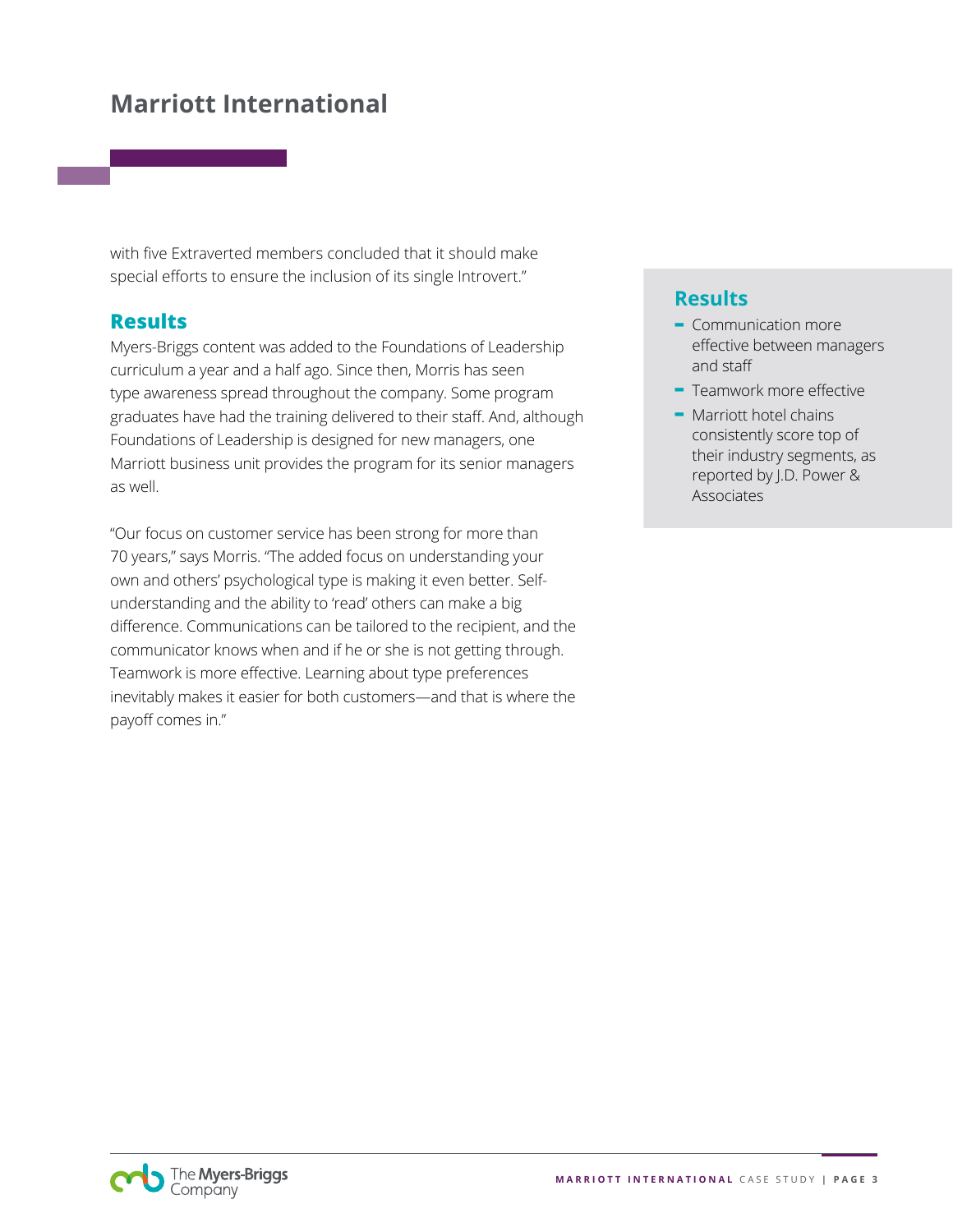# Marriott International

with five Extraverted members concluded that it should make special efforts to ensure the inclusion of its single Introvert."

## Results

Myers-Briggs content was added to the Foundations of Leadership curriculum a year and a half ago. Since then, Morris has seen type awareness spread throughout the company. Some program graduates have had the training delivered to their staff. And, although Foundations of Leadership is designed for new managers, one Marriott business unit provides the program for its senior managers as well.

"Our focus on customer service has been strong for more than 70 years," says Morris. "The added focus on understanding your own and others' psychological type is making it even better. Self-understanding and the ability to 'read' others can make a big difference. Communications can be tailored to the recipient, and the communicator knows when and if he or she is not getting through. Teamwork is more effective. Learning about type preferences inevitably makes it easier for both customers—and that is where the payoff comes in."

## Results

- Communication more effective between managers and staff
- Teamwork more effective
- Marriott hotel chains consistently score top of their industry segments, as reported by J.D. Power & Associates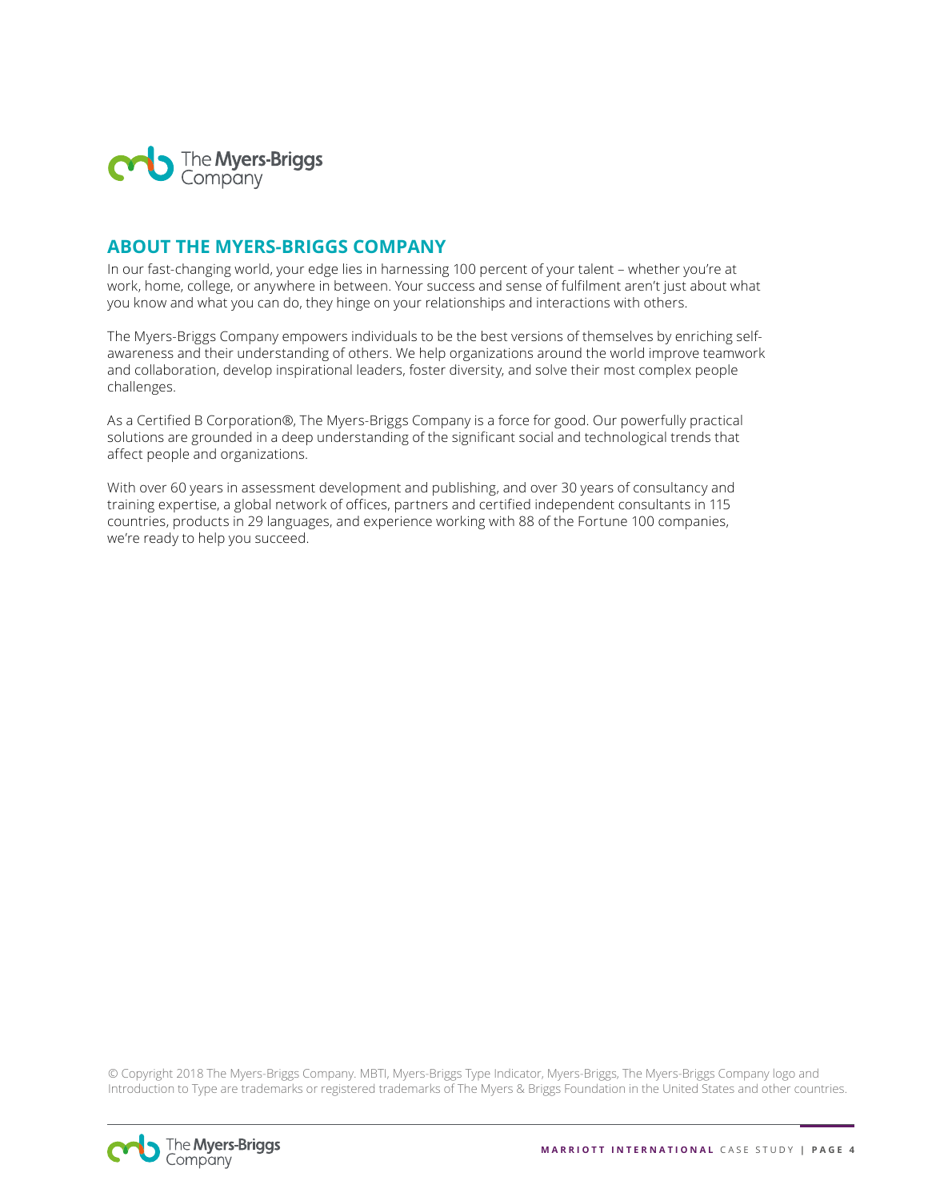## ABOUT THE MYERS-BRIGGS COMPANY

In our fast-changing world, your edge lies in harnessing 100 percent of your talent – whether you're at work, home, college, or anywhere in between. Your success and sense of fulfilment aren't just about what you know and what you can do, they hinge on your relationships and interactions with others.

The Myers-Briggs Company empowers individuals to be the best versions of themselves by enriching self-awareness and their understanding of others. We help organizations around the world improve teamwork and collaboration, develop inspirational leaders, foster diversity, and solve their most complex people challenges.

As a Certified B Corporation®, The Myers-Briggs Company is a force for good. Our powerfully practical solutions are grounded in a deep understanding of the significant social and technological trends that affect people and organizations.

With over 60 years in assessment development and publishing, and over 30 years of consultancy and training expertise, a global network of offices, partners and certified independent consultants in 115 countries, products in 29 languages, and experience working with 88 of the Fortune 100 companies, we're ready to help you succeed.

© Copyright 2018 The Myers-Briggs Company. MBTI, Myers-Briggs Type Indicator, Myers-Briggs, The Myers-Briggs Company logo and Introduction to Type are trademarks or registered trademarks of The Myers & Briggs Foundation in the United States and other countries.